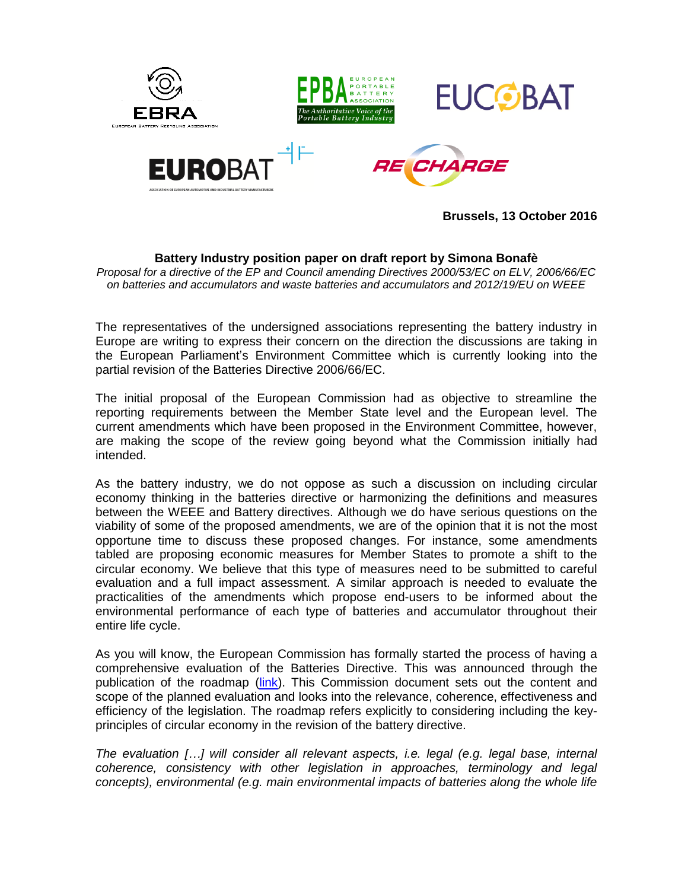**Brussels, 13 October 2016**

**Battery Industry position paper on draft report by Simona Bonafè**

*Proposal for a directive of the EP and Council amending Directives 2000/53/EC on ELV, 2006/66/EC on batteries and accumulators and waste batteries and accumulators and 2012/19/EU on WEEE*

The representatives of the undersigned associations representing the battery industry in Europe are writing to express their concern on the direction the discussions are taking in the European Parliament's Environment Committee which is currently looking into the partial revision of the Batteries Directive 2006/66/EC.

The initial proposal of the European Commission had as objective to streamline the reporting requirements between the Member State level and the European level. The current amendments which have been proposed in the Environment Committee, however, are making the scope of the review going beyond what the Commission initially had intended.

As the battery industry, we do not oppose as such a discussion on including circular economy thinking in the batteries directive or harmonizing the definitions and measures between the WEEE and Battery directives. Although we do have serious questions on the viability of some of the proposed amendments, we are of the opinion that it is not the most opportune time to discuss these proposed changes. For instance, some amendments tabled are proposing economic measures for Member States to promote a shift to the circular economy. We believe that this type of measures need to be submitted to careful evaluation and a full impact assessment. A similar approach is needed to evaluate the practicalities of the amendments which propose end-users to be informed about the environmental performance of each type of batteries and accumulator throughout their entire life cycle.

As you will know, the European Commission has formally started the process of having a comprehensive evaluation of the Batteries Directive. This was announced through the publication of the roadmap (link). This Commission document sets out the content and scope of the planned evaluation and looks into the relevance, coherence, effectiveness and efficiency of the legislation. The roadmap refers explicitly to considering including the key-principles of circular economy in the revision of the battery directive.

*The evaluation […] will consider all relevant aspects, i.e. legal (e.g. legal base, internal coherence, consistency with other legislation in approaches, terminology and legal concepts), environmental (e.g. main environmental impacts of batteries along the whole life*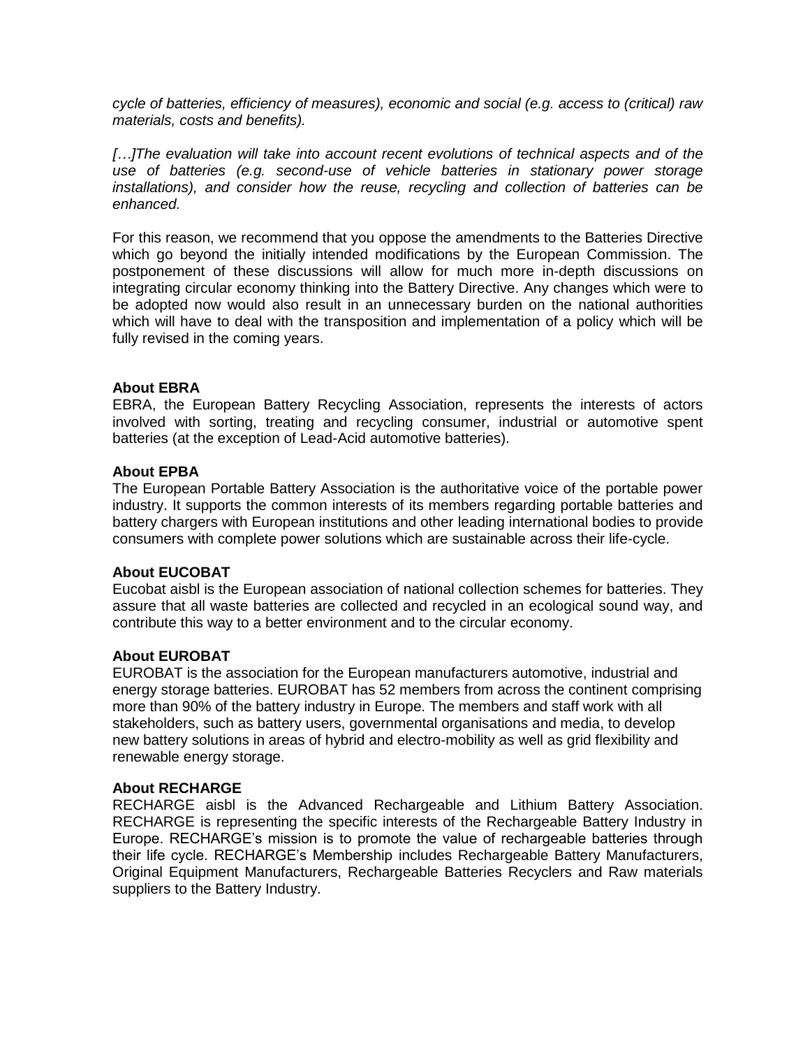*cycle of batteries, efficiency of measures), economic and social (e.g. access to (critical) raw materials, costs and benefits).*

*[…]The evaluation will take into account recent evolutions of technical aspects and of the use of batteries (e.g. second-use of vehicle batteries in stationary power storage installations), and consider how the reuse, recycling and collection of batteries can be enhanced.*

For this reason, we recommend that you oppose the amendments to the Batteries Directive which go beyond the initially intended modifications by the European Commission. The postponement of these discussions will allow for much more in-depth discussions on integrating circular economy thinking into the Battery Directive. Any changes which were to be adopted now would also result in an unnecessary burden on the national authorities which will have to deal with the transposition and implementation of a policy which will be fully revised in the coming years.

**About EBRA**

EBRA, the European Battery Recycling Association, represents the interests of actors involved with sorting, treating and recycling consumer, industrial or automotive spent batteries (at the exception of Lead-Acid automotive batteries).

**About EPBA**

The European Portable Battery Association is the authoritative voice of the portable power industry. It supports the common interests of its members regarding portable batteries and battery chargers with European institutions and other leading international bodies to provide consumers with complete power solutions which are sustainable across their life-cycle.

**About EUCOBAT**

Eucobat aisbl is the European association of national collection schemes for batteries. They assure that all waste batteries are collected and recycled in an ecological sound way, and contribute this way to a better environment and to the circular economy.

**About EUROBAT**

EUROBAT is the association for the European manufacturers automotive, industrial and energy storage batteries. EUROBAT has 52 members from across the continent comprising more than 90% of the battery industry in Europe. The members and staff work with all stakeholders, such as battery users, governmental organisations and media, to develop new battery solutions in areas of hybrid and electro-mobility as well as grid flexibility and renewable energy storage.

**About RECHARGE**

RECHARGE aisbl is the Advanced Rechargeable and Lithium Battery Association. RECHARGE is representing the specific interests of the Rechargeable Battery Industry in Europe. RECHARGE's mission is to promote the value of rechargeable batteries through their life cycle. RECHARGE's Membership includes Rechargeable Battery Manufacturers, Original Equipment Manufacturers, Rechargeable Batteries Recyclers and Raw materials suppliers to the Battery Industry.